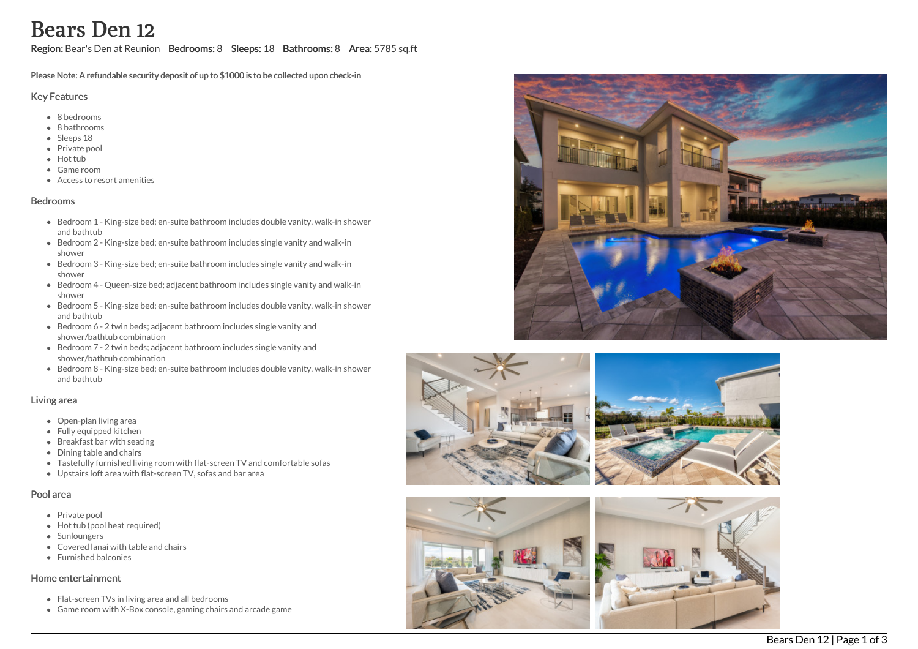# Bears Den 12

**Region:** Bear's Den at Reunion **Bedrooms:** 8 **Sleeps:** 18 **Bathrooms:** 8 **Area:** 5785 sq.ft

**Please Note: A refundable security deposit of up to $1000 is to be collected upon check-in**

## Key Features

- 8 bedrooms
- 8 bathrooms
- Sleeps 18
- Private pool
- Hot tub
- Game room
- Access to resort amenities

## Bedrooms

- Bedroom 1 - King-size bed; en-suite bathroom includes double vanity, walk-in shower and bathtub
- Bedroom 2 - King-size bed; en-suite bathroom includes single vanity and walk-in shower
- Bedroom 3 - King-size bed; en-suite bathroom includes single vanity and walk-in shower
- Bedroom 4 - Queen-size bed; adjacent bathroom includes single vanity and walk-in shower
- Bedroom 5 - King-size bed; en-suite bathroom includes double vanity, walk-in shower and bathtub
- Bedroom 6 - 2 twin beds; adjacent bathroom includes single vanity and shower/bathtub combination
- Bedroom 7 - 2 twin beds; adjacent bathroom includes single vanity and shower/bathtub combination
- Bedroom 8 - King-size bed; en-suite bathroom includes double vanity, walk-in shower and bathtub

## Living area

- Open-plan living area
- Fully equipped kitchen
- Breakfast bar with seating
- Dining table and chairs
- Tastefully furnished living room with flat-screen TV and comfortable sofas
- Upstairs loft area with flat-screen TV, sofas and bar area

## Pool area

- Private pool
- Hot tub (pool heat required)
- Sunloungers
- Covered lanai with table and chairs
- Furnished balconies

## Home entertainment

- Flat-screen TVs in living area and all bedrooms
- Game room with X-Box console, gaming chairs and arcade game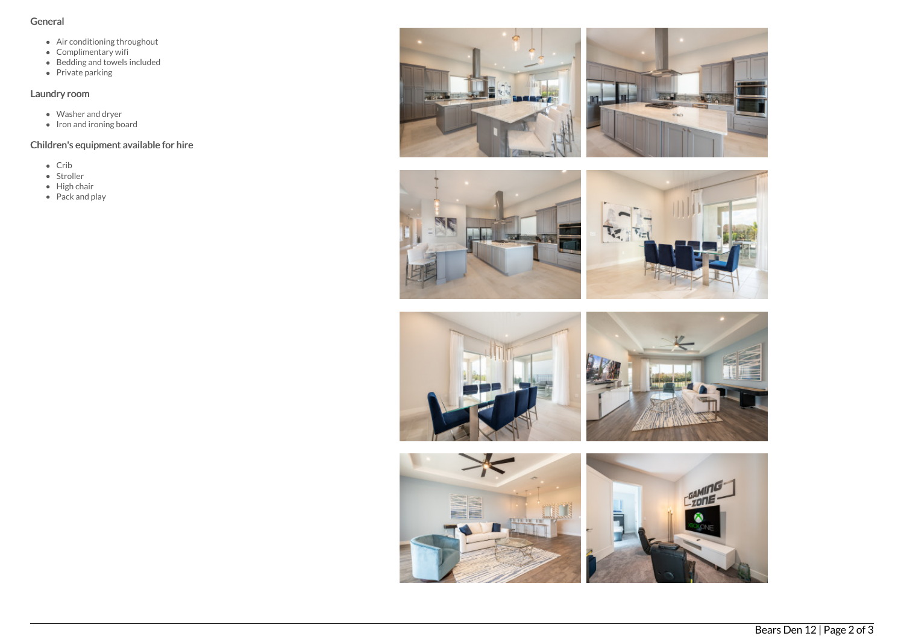## General

- Air conditioning throughout
- Complimentary wifi
- Bedding and towels included
- Private parking

## Laundry room

- Washer and dryer
- Iron and ironing board

## Children's equipment available for hire

- Crib
- Stroller
- High chair
- Pack and play